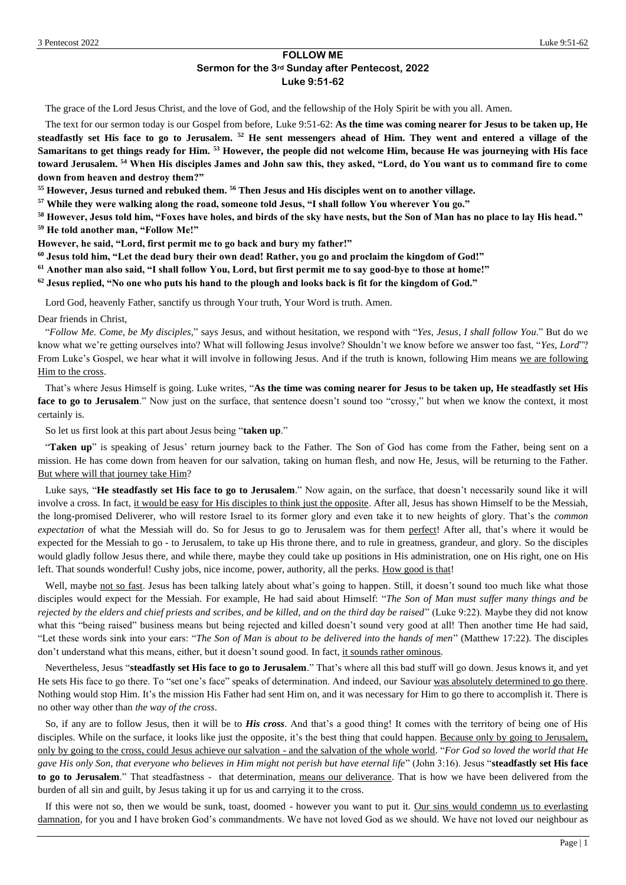**FOLLOW ME**
**Sermon for the 3rd Sunday after Pentecost, 2022**
**Luke 9:51-62**

The grace of the Lord Jesus Christ, and the love of God, and the fellowship of the Holy Spirit be with you all. Amen.

The text for our sermon today is our Gospel from before, Luke 9:51-62: **As the time was coming nearer for Jesus to be taken up, He steadfastly set His face to go to Jerusalem. [52] He sent messengers ahead of Him. They went and entered a village of the Samaritans to get things ready for Him. [53] However, the people did not welcome Him, because He was journeying with His face toward Jerusalem. [54] When His disciples James and John saw this, they asked, "Lord, do You want us to command fire to come down from heaven and destroy them?"**

**[55] However, Jesus turned and rebuked them. [56] Then Jesus and His disciples went on to another village.**

**[57] While they were walking along the road, someone told Jesus, "I shall follow You wherever You go."**

**[58] However, Jesus told him, "Foxes have holes, and birds of the sky have nests, but the Son of Man has no place to lay His head."**

**[59] He told another man, "Follow Me!"**

**However, he said, "Lord, first permit me to go back and bury my father!"**

**[60] Jesus told him, "Let the dead bury their own dead! Rather, you go and proclaim the kingdom of God!"**

**[61] Another man also said, "I shall follow You, Lord, but first permit me to say good-bye to those at home!"**

**[62] Jesus replied, "No one who puts his hand to the plough and looks back is fit for the kingdom of God."**

Lord God, heavenly Father, sanctify us through Your truth, Your Word is truth. Amen.

Dear friends in Christ,

"*Follow Me. Come, be My disciples,*" says Jesus, and without hesitation, we respond with "*Yes, Jesus, I shall follow You*." But do we know what we're getting ourselves into? What will following Jesus involve? Shouldn't we know before we answer too fast, "*Yes, Lord*"? From Luke's Gospel, we hear what it will involve in following Jesus. And if the truth is known, following Him means <u>we are following Him to the cross</u>.

That's where Jesus Himself is going. Luke writes, "**As the time was coming nearer for Jesus to be taken up, He steadfastly set His face to go to Jerusalem**." Now just on the surface, that sentence doesn't sound too "crossy," but when we know the context, it most certainly is.

So let us first look at this part about Jesus being "**taken up**."

"**Taken up**" is speaking of Jesus' return journey back to the Father. The Son of God has come from the Father, being sent on a mission. He has come down from heaven for our salvation, taking on human flesh, and now He, Jesus, will be returning to the Father. <u>But where will that journey take Him</u>?

Luke says, "**He steadfastly set His face to go to Jerusalem**." Now again, on the surface, that doesn't necessarily sound like it will involve a cross. In fact, <u>it would be easy for His disciples to think just the opposite</u>. After all, Jesus has shown Himself to be the Messiah, the long-promised Deliverer, who will restore Israel to its former glory and even take it to new heights of glory. That's the *common expectation* of what the Messiah will do. So for Jesus to go to Jerusalem was for them <u>perfect</u>! After all, that's where it would be expected for the Messiah to go - to Jerusalem, to take up His throne there, and to rule in greatness, grandeur, and glory. So the disciples would gladly follow Jesus there, and while there, maybe they could take up positions in His administration, one on His right, one on His left. That sounds wonderful! Cushy jobs, nice income, power, authority, all the perks. <u>How good is that</u>!

Well, maybe <u>not so fast</u>. Jesus has been talking lately about what's going to happen. Still, it doesn't sound too much like what those disciples would expect for the Messiah. For example, He had said about Himself: "*The Son of Man must suffer many things and be rejected by the elders and chief priests and scribes, and be killed, and on the third day be raised*" (Luke 9:22). Maybe they did not know what this "being raised" business means but being rejected and killed doesn't sound very good at all! Then another time He had said, "Let these words sink into your ears: "*The Son of Man is about to be delivered into the hands of men*" (Matthew 17:22). The disciples don't understand what this means, either, but it doesn't sound good. In fact, <u>it sounds rather ominous</u>.

Nevertheless, Jesus "**steadfastly set His face to go to Jerusalem**." That's where all this bad stuff will go down. Jesus knows it, and yet He sets His face to go there. To "set one's face" speaks of determination. And indeed, our Saviour <u>was absolutely determined to go there</u>. Nothing would stop Him. It's the mission His Father had sent Him on, and it was necessary for Him to go there to accomplish it. There is no other way other than *the way of the cross*.

So, if any are to follow Jesus, then it will be to ***His cross***. And that's a good thing! It comes with the territory of being one of His disciples. While on the surface, it looks like just the opposite, it's the best thing that could happen. <u>Because only by going to Jerusalem, only by going to the cross, could Jesus achieve our salvation - and the salvation of the whole world</u>. "*For God so loved the world that He gave His only Son, that everyone who believes in Him might not perish but have eternal life*" (John 3:16). Jesus "**steadfastly set His face to go to Jerusalem**." That steadfastness - that determination, <u>means our deliverance</u>. That is how we have been delivered from the burden of all sin and guilt, by Jesus taking it up for us and carrying it to the cross.

If this were not so, then we would be sunk, toast, doomed - however you want to put it. <u>Our sins would condemn us to everlasting damnation</u>, for you and I have broken God's commandments. We have not loved God as we should. We have not loved our neighbour as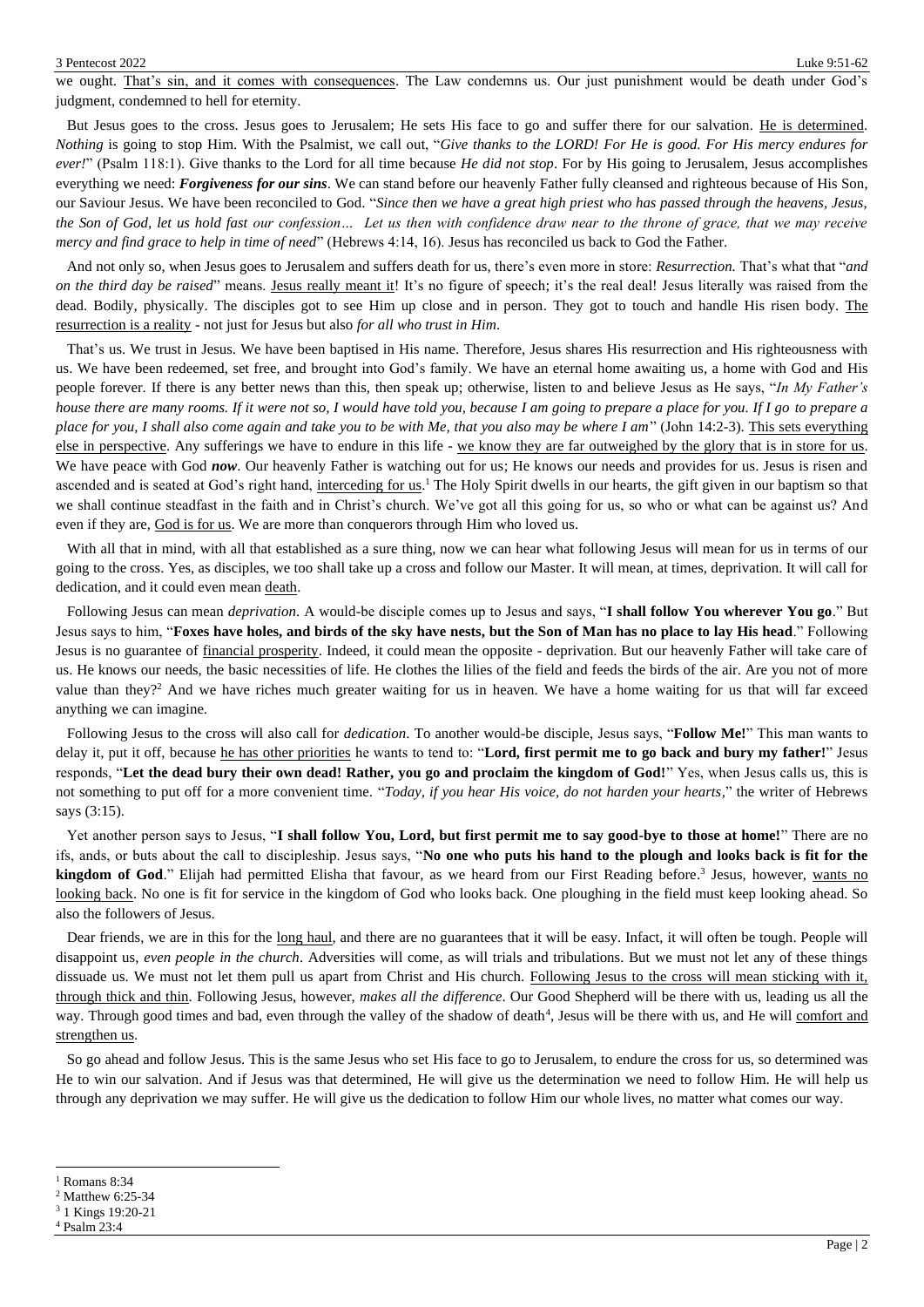we ought. <u>That's sin, and it comes with consequences</u>. The Law condemns us. Our just punishment would be death under God's judgment, condemned to hell for eternity.

But Jesus goes to the cross. Jesus goes to Jerusalem; He sets His face to go and suffer there for our salvation. <u>He is determined</u>. *Nothing* is going to stop Him. With the Psalmist, we call out, "*Give thanks to the LORD! For He is good. For His mercy endures for ever!*" (Psalm 118:1). Give thanks to the Lord for all time because *He did not stop*. For by His going to Jerusalem, Jesus accomplishes everything we need: ***Forgiveness for our sins***. We can stand before our heavenly Father fully cleansed and righteous because of His Son, our Saviour Jesus. We have been reconciled to God. "*Since then we have a great high priest who has passed through the heavens, Jesus, the Son of God, let us hold fast our confession… Let us then with confidence draw near to the throne of grace, that we may receive mercy and find grace to help in time of need*" (Hebrews 4:14, 16). Jesus has reconciled us back to God the Father.

And not only so, when Jesus goes to Jerusalem and suffers death for us, there's even more in store: *Resurrection.* That's what that "*and on the third day be raised*" means. <u>Jesus really meant it</u>! It's no figure of speech; it's the real deal! Jesus literally was raised from the dead. Bodily, physically. The disciples got to see Him up close and in person. They got to touch and handle His risen body. <u>The resurrection is a reality</u> - not just for Jesus but also *for all who trust in Him*.

That's us. We trust in Jesus. We have been baptised in His name. Therefore, Jesus shares His resurrection and His righteousness with us. We have been redeemed, set free, and brought into God's family. We have an eternal home awaiting us, a home with God and His people forever. If there is any better news than this, then speak up; otherwise, listen to and believe Jesus as He says, "*In My Father's house there are many rooms. If it were not so, I would have told you, because I am going to prepare a place for you. If I go to prepare a place for you, I shall also come again and take you to be with Me, that you also may be where I am*" (John 14:2-3). <u>This sets everything else in perspective</u>. Any sufferings we have to endure in this life - <u>we know they are far outweighed by the glory that is in store for us</u>. We have peace with God ***now***. Our heavenly Father is watching out for us; He knows our needs and provides for us. Jesus is risen and ascended and is seated at God's right hand, <u>interceding for us</u>.[1] The Holy Spirit dwells in our hearts, the gift given in our baptism so that we shall continue steadfast in the faith and in Christ's church. We've got all this going for us, so who or what can be against us? And even if they are, <u>God is for us</u>. We are more than conquerors through Him who loved us.

With all that in mind, with all that established as a sure thing, now we can hear what following Jesus will mean for us in terms of our going to the cross. Yes, as disciples, we too shall take up a cross and follow our Master. It will mean, at times, deprivation. It will call for dedication, and it could even mean <u>death</u>.

Following Jesus can mean *deprivation*. A would-be disciple comes up to Jesus and says, "**I shall follow You wherever You go**." But Jesus says to him, "**Foxes have holes, and birds of the sky have nests, but the Son of Man has no place to lay His head**." Following Jesus is no guarantee of <u>financial prosperity</u>. Indeed, it could mean the opposite - deprivation. But our heavenly Father will take care of us. He knows our needs, the basic necessities of life. He clothes the lilies of the field and feeds the birds of the air. Are you not of more value than they?[2] And we have riches much greater waiting for us in heaven. We have a home waiting for us that will far exceed anything we can imagine.

Following Jesus to the cross will also call for *dedication*. To another would-be disciple, Jesus says, "**Follow Me!**" This man wants to delay it, put it off, because <u>he has other priorities</u> he wants to tend to: "**Lord, first permit me to go back and bury my father!**" Jesus responds, "**Let the dead bury their own dead! Rather, you go and proclaim the kingdom of God!**" Yes, when Jesus calls us, this is not something to put off for a more convenient time. "*Today, if you hear His voice, do not harden your hearts*," the writer of Hebrews says (3:15).

Yet another person says to Jesus, "**I shall follow You, Lord, but first permit me to say good-bye to those at home!**" There are no ifs, ands, or buts about the call to discipleship. Jesus says, "**No one who puts his hand to the plough and looks back is fit for the kingdom of God**." Elijah had permitted Elisha that favour, as we heard from our First Reading before.[3] Jesus, however, <u>wants no looking back</u>. No one is fit for service in the kingdom of God who looks back. One ploughing in the field must keep looking ahead. So also the followers of Jesus.

Dear friends, we are in this for the <u>long haul</u>, and there are no guarantees that it will be easy. Infact, it will often be tough. People will disappoint us, *even people in the church*. Adversities will come, as will trials and tribulations. But we must not let any of these things dissuade us. We must not let them pull us apart from Christ and His church. <u>Following Jesus to the cross will mean sticking with it, through thick and thin</u>. Following Jesus, however, *makes all the difference*. Our Good Shepherd will be there with us, leading us all the way. Through good times and bad, even through the valley of the shadow of death[4], Jesus will be there with us, and He will <u>comfort and strengthen us</u>.

So go ahead and follow Jesus. This is the same Jesus who set His face to go to Jerusalem, to endure the cross for us, so determined was He to win our salvation. And if Jesus was that determined, He will give us the determination we need to follow Him. He will help us through any deprivation we may suffer. He will give us the dedication to follow Him our whole lives, no matter what comes our way.

---

[1] Romans 8:34
[2] Matthew 6:25-34
[3] 1 Kings 19:20-21
[4] Psalm 23:4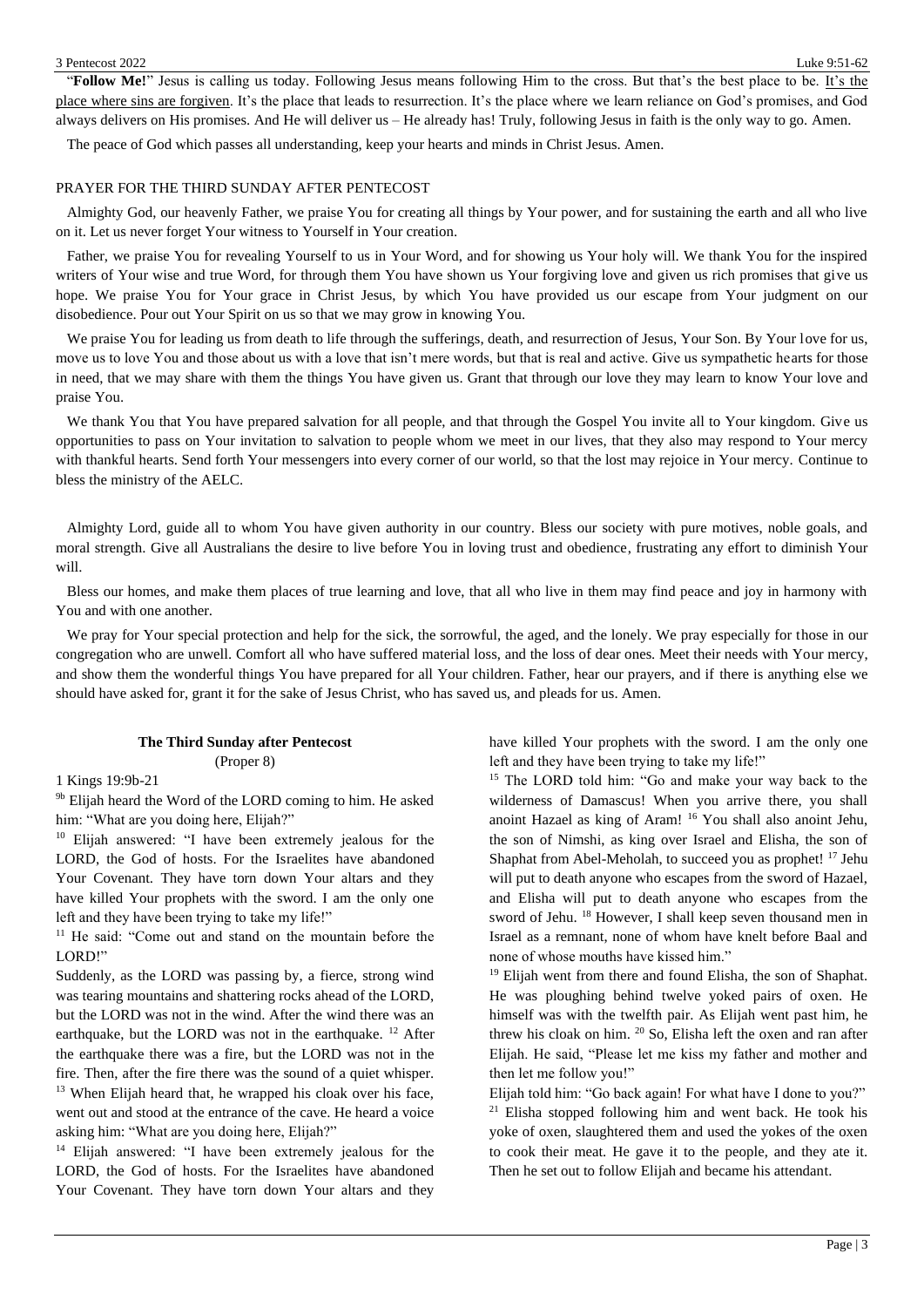"**Follow Me!**" Jesus is calling us today. Following Jesus means following Him to the cross. But that's the best place to be. It's the place where sins are forgiven. It's the place that leads to resurrection. It's the place where we learn reliance on God's promises, and God always delivers on His promises. And He will deliver us – He already has! Truly, following Jesus in faith is the only way to go. Amen.

The peace of God which passes all understanding, keep your hearts and minds in Christ Jesus. Amen.

PRAYER FOR THE THIRD SUNDAY AFTER PENTECOST

Almighty God, our heavenly Father, we praise You for creating all things by Your power, and for sustaining the earth and all who live on it. Let us never forget Your witness to Yourself in Your creation.

Father, we praise You for revealing Yourself to us in Your Word, and for showing us Your holy will. We thank You for the inspired writers of Your wise and true Word, for through them You have shown us Your forgiving love and given us rich promises that give us hope. We praise You for Your grace in Christ Jesus, by which You have provided us our escape from Your judgment on our disobedience. Pour out Your Spirit on us so that we may grow in knowing You.

We praise You for leading us from death to life through the sufferings, death, and resurrection of Jesus, Your Son. By Your love for us, move us to love You and those about us with a love that isn't mere words, but that is real and active. Give us sympathetic hearts for those in need, that we may share with them the things You have given us. Grant that through our love they may learn to know Your love and praise You.

We thank You that You have prepared salvation for all people, and that through the Gospel You invite all to Your kingdom. Give us opportunities to pass on Your invitation to salvation to people whom we meet in our lives, that they also may respond to Your mercy with thankful hearts. Send forth Your messengers into every corner of our world, so that the lost may rejoice in Your mercy. Continue to bless the ministry of the AELC.

Almighty Lord, guide all to whom You have given authority in our country. Bless our society with pure motives, noble goals, and moral strength. Give all Australians the desire to live before You in loving trust and obedience, frustrating any effort to diminish Your will.

Bless our homes, and make them places of true learning and love, that all who live in them may find peace and joy in harmony with You and with one another.

We pray for Your special protection and help for the sick, the sorrowful, the aged, and the lonely. We pray especially for those in our congregation who are unwell. Comfort all who have suffered material loss, and the loss of dear ones. Meet their needs with Your mercy, and show them the wonderful things You have prepared for all Your children. Father, hear our prayers, and if there is anything else we should have asked for, grant it for the sake of Jesus Christ, who has saved us, and pleads for us. Amen.

**The Third Sunday after Pentecost**

(Proper 8)

1 Kings 19:9b-21

[9b] Elijah heard the Word of the LORD coming to him. He asked him: "What are you doing here, Elijah?"

[10] Elijah answered: "I have been extremely jealous for the LORD, the God of hosts. For the Israelites have abandoned Your Covenant. They have torn down Your altars and they have killed Your prophets with the sword. I am the only one left and they have been trying to take my life!"

[11] He said: "Come out and stand on the mountain before the LORD!"

Suddenly, as the LORD was passing by, a fierce, strong wind was tearing mountains and shattering rocks ahead of the LORD, but the LORD was not in the wind. After the wind there was an earthquake, but the LORD was not in the earthquake. [12] After the earthquake there was a fire, but the LORD was not in the fire. Then, after the fire there was the sound of a quiet whisper. [13] When Elijah heard that, he wrapped his cloak over his face, went out and stood at the entrance of the cave. He heard a voice asking him: "What are you doing here, Elijah?"

[14] Elijah answered: "I have been extremely jealous for the LORD, the God of hosts. For the Israelites have abandoned Your Covenant. They have torn down Your altars and they have killed Your prophets with the sword. I am the only one left and they have been trying to take my life!"

[15] The LORD told him: "Go and make your way back to the wilderness of Damascus! When you arrive there, you shall anoint Hazael as king of Aram! [16] You shall also anoint Jehu, the son of Nimshi, as king over Israel and Elisha, the son of Shaphat from Abel-Meholah, to succeed you as prophet! [17] Jehu will put to death anyone who escapes from the sword of Hazael, and Elisha will put to death anyone who escapes from the sword of Jehu. [18] However, I shall keep seven thousand men in Israel as a remnant, none of whom have knelt before Baal and none of whose mouths have kissed him."

[19] Elijah went from there and found Elisha, the son of Shaphat. He was ploughing behind twelve yoked pairs of oxen. He himself was with the twelfth pair. As Elijah went past him, he threw his cloak on him. [20] So, Elisha left the oxen and ran after Elijah. He said, "Please let me kiss my father and mother and then let me follow you!"

Elijah told him: "Go back again! For what have I done to you?" [21] Elisha stopped following him and went back. He took his yoke of oxen, slaughtered them and used the yokes of the oxen to cook their meat. He gave it to the people, and they ate it. Then he set out to follow Elijah and became his attendant.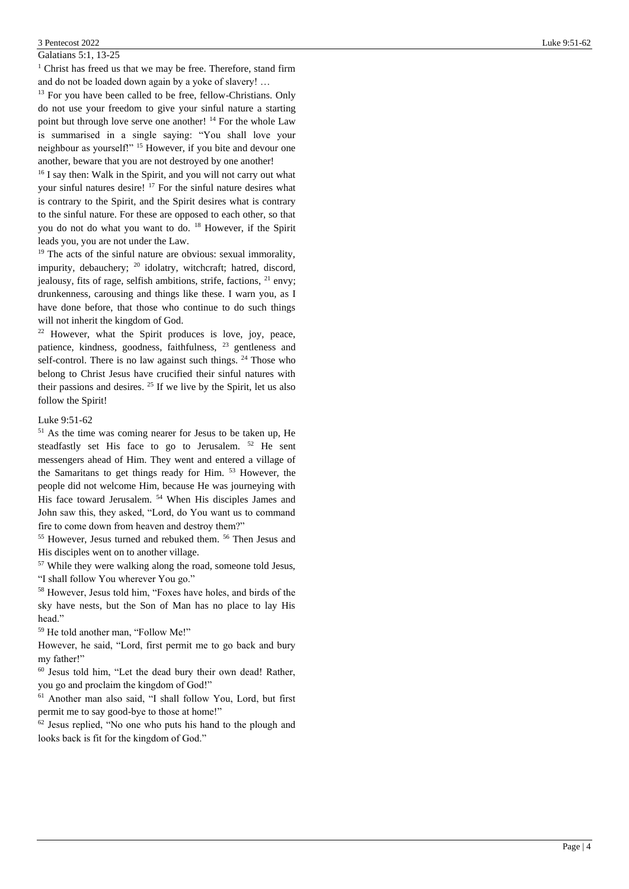Galatians 5:1, 13-25

[1] Christ has freed us that we may be free. Therefore, stand firm and do not be loaded down again by a yoke of slavery! …

[13] For you have been called to be free, fellow-Christians. Only do not use your freedom to give your sinful nature a starting point but through love serve one another! [14] For the whole Law is summarised in a single saying: "You shall love your neighbour as yourself!" [15] However, if you bite and devour one another, beware that you are not destroyed by one another!

[16] I say then: Walk in the Spirit, and you will not carry out what your sinful natures desire! [17] For the sinful nature desires what is contrary to the Spirit, and the Spirit desires what is contrary to the sinful nature. For these are opposed to each other, so that you do not do what you want to do. [18] However, if the Spirit leads you, you are not under the Law.

[19] The acts of the sinful nature are obvious: sexual immorality, impurity, debauchery; [20] idolatry, witchcraft; hatred, discord, jealousy, fits of rage, selfish ambitions, strife, factions, [21] envy; drunkenness, carousing and things like these. I warn you, as I have done before, that those who continue to do such things will not inherit the kingdom of God.

[22] However, what the Spirit produces is love, joy, peace, patience, kindness, goodness, faithfulness, [23] gentleness and self-control. There is no law against such things. [24] Those who belong to Christ Jesus have crucified their sinful natures with their passions and desires. [25] If we live by the Spirit, let us also follow the Spirit!

Luke 9:51-62

[51] As the time was coming nearer for Jesus to be taken up, He steadfastly set His face to go to Jerusalem. [52] He sent messengers ahead of Him. They went and entered a village of the Samaritans to get things ready for Him. [53] However, the people did not welcome Him, because He was journeying with His face toward Jerusalem. [54] When His disciples James and John saw this, they asked, "Lord, do You want us to command fire to come down from heaven and destroy them?"

[55] However, Jesus turned and rebuked them. [56] Then Jesus and His disciples went on to another village.

[57] While they were walking along the road, someone told Jesus, "I shall follow You wherever You go."

[58] However, Jesus told him, "Foxes have holes, and birds of the sky have nests, but the Son of Man has no place to lay His head."

[59] He told another man, "Follow Me!"

However, he said, "Lord, first permit me to go back and bury my father!"

[60] Jesus told him, "Let the dead bury their own dead! Rather, you go and proclaim the kingdom of God!"

[61] Another man also said, "I shall follow You, Lord, but first permit me to say good-bye to those at home!"

[62] Jesus replied, "No one who puts his hand to the plough and looks back is fit for the kingdom of God."